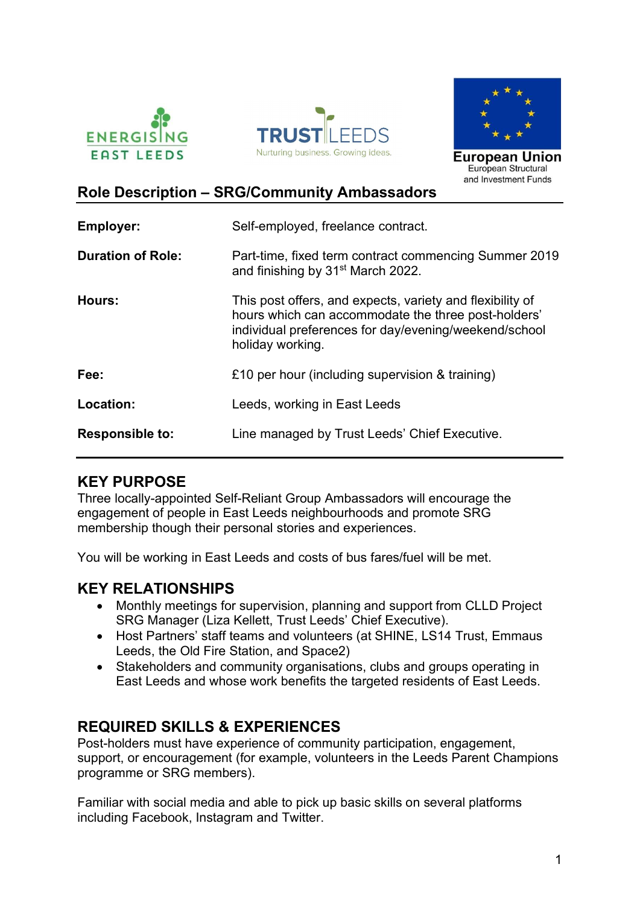ENERGISING EAST LEEDS

TRUST LEEDS
Nurturing business. Growing ideas.

European Union
European Structural and Investment Funds

## Role Description – SRG/Community Ambassadors

| | |
|---|---|
| **Employer:** | Self-employed, freelance contract. |
| **Duration of Role:** | Part-time, fixed term contract commencing Summer 2019 and finishing by 31st March 2022. |
| **Hours:** | This post offers, and expects, variety and flexibility of hours which can accommodate the three post-holders' individual preferences for day/evening/weekend/school holiday working. |
| **Fee:** | £10 per hour (including supervision & training) |
| **Location:** | Leeds, working in East Leeds |
| **Responsible to:** | Line managed by Trust Leeds' Chief Executive. |

## KEY PURPOSE

Three locally-appointed Self-Reliant Group Ambassadors will encourage the engagement of people in East Leeds neighbourhoods and promote SRG membership though their personal stories and experiences.

You will be working in East Leeds and costs of bus fares/fuel will be met.

## KEY RELATIONSHIPS

- Monthly meetings for supervision, planning and support from CLLD Project SRG Manager (Liza Kellett, Trust Leeds' Chief Executive).
- Host Partners' staff teams and volunteers (at SHINE, LS14 Trust, Emmaus Leeds, the Old Fire Station, and Space2)
- Stakeholders and community organisations, clubs and groups operating in East Leeds and whose work benefits the targeted residents of East Leeds.

## REQUIRED SKILLS & EXPERIENCES

Post-holders must have experience of community participation, engagement, support, or encouragement (for example, volunteers in the Leeds Parent Champions programme or SRG members).

Familiar with social media and able to pick up basic skills on several platforms including Facebook, Instagram and Twitter.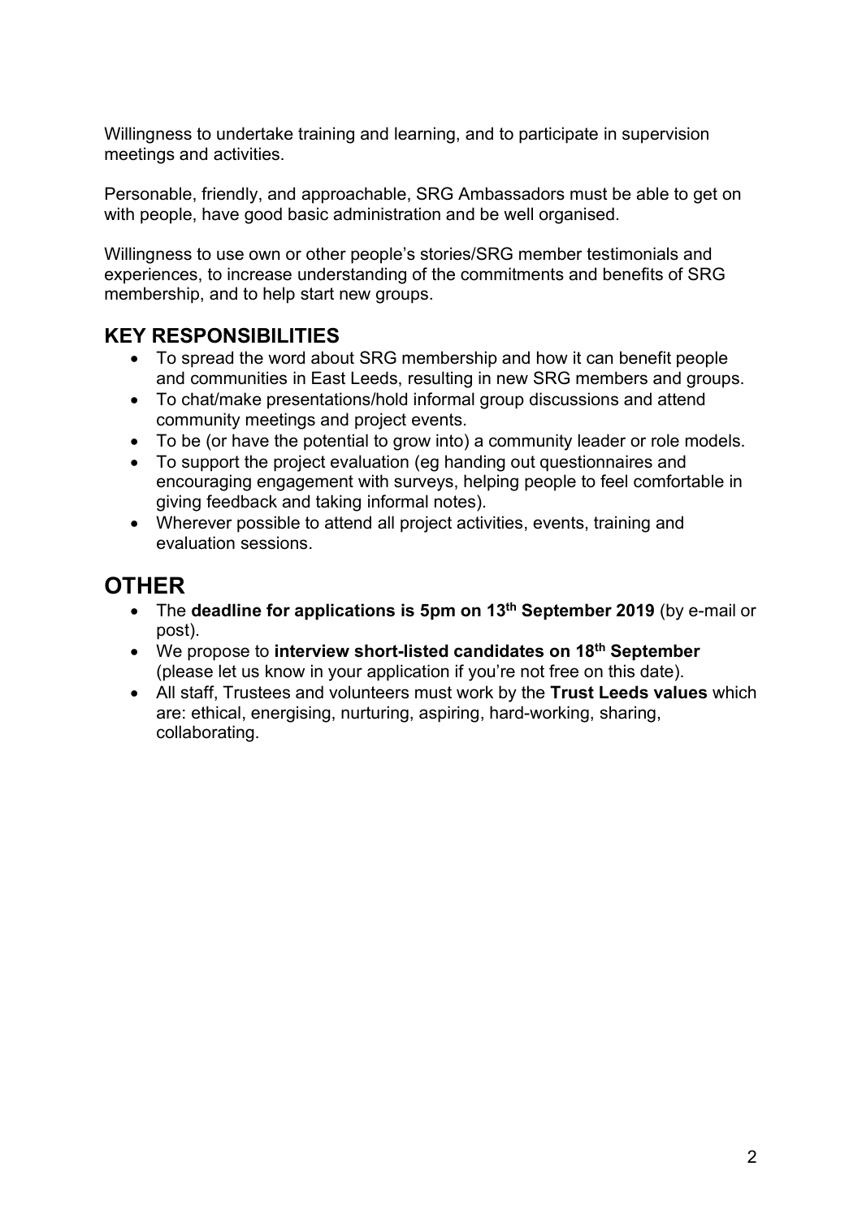Willingness to undertake training and learning, and to participate in supervision meetings and activities.

Personable, friendly, and approachable, SRG Ambassadors must be able to get on with people, have good basic administration and be well organised.

Willingness to use own or other people's stories/SRG member testimonials and experiences, to increase understanding of the commitments and benefits of SRG membership, and to help start new groups.

## KEY RESPONSIBILITIES

- To spread the word about SRG membership and how it can benefit people and communities in East Leeds, resulting in new SRG members and groups.
- To chat/make presentations/hold informal group discussions and attend community meetings and project events.
- To be (or have the potential to grow into) a community leader or role models.
- To support the project evaluation (eg handing out questionnaires and encouraging engagement with surveys, helping people to feel comfortable in giving feedback and taking informal notes).
- Wherever possible to attend all project activities, events, training and evaluation sessions.

# OTHER

- The **deadline for applications is 5pm on 13th September 2019** (by e-mail or post).
- We propose to **interview short-listed candidates on 18th September** (please let us know in your application if you're not free on this date).
- All staff, Trustees and volunteers must work by the **Trust Leeds values** which are: ethical, energising, nurturing, aspiring, hard-working, sharing, collaborating.